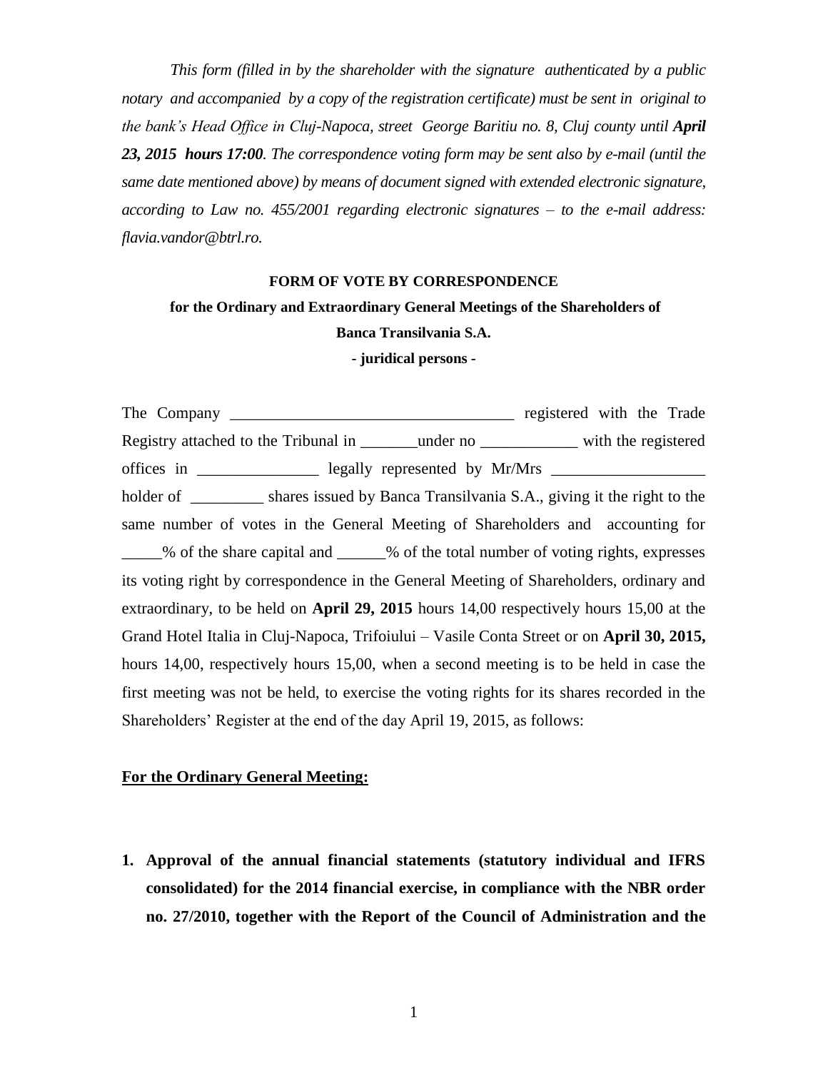*This form (filled in by the shareholder with the signature authenticated by a public notary and accompanied by a copy of the registration certificate) must be sent in original to the bank's Head Office in Cluj-Napoca, street George Baritiu no. 8, Cluj county until **April 23, 2015 hours 17:00**. The correspondence voting form may be sent also by e-mail (until the same date mentioned above) by means of document signed with extended electronic signature, according to Law no. 455/2001 regarding electronic signatures – to the e-mail address: flavia.vandor@btrl.ro.*

**FORM OF VOTE BY CORRESPONDENCE**

**for the Ordinary and Extraordinary General Meetings of the Shareholders of Banca Transilvania S.A.**

**- juridical persons -**

The Company ___________________________________ registered with the Trade Registry attached to the Tribunal in _______under no ____________ with the registered offices in _______________ legally represented by Mr/Mrs ___________________ holder of _________ shares issued by Banca Transilvania S.A., giving it the right to the same number of votes in the General Meeting of Shareholders and accounting for _____% of the share capital and ______% of the total number of voting rights, expresses its voting right by correspondence in the General Meeting of Shareholders, ordinary and extraordinary, to be held on **April 29, 2015** hours 14,00 respectively hours 15,00 at the Grand Hotel Italia in Cluj-Napoca, Trifoiului – Vasile Conta Street or on **April 30, 2015,** hours 14,00, respectively hours 15,00, when a second meeting is to be held in case the first meeting was not be held, to exercise the voting rights for its shares recorded in the Shareholders' Register at the end of the day April 19, 2015, as follows:

**For the Ordinary General Meeting:**

1. **Approval of the annual financial statements (statutory individual and IFRS consolidated) for the 2014 financial exercise, in compliance with the NBR order no. 27/2010, together with the Report of the Council of Administration and the**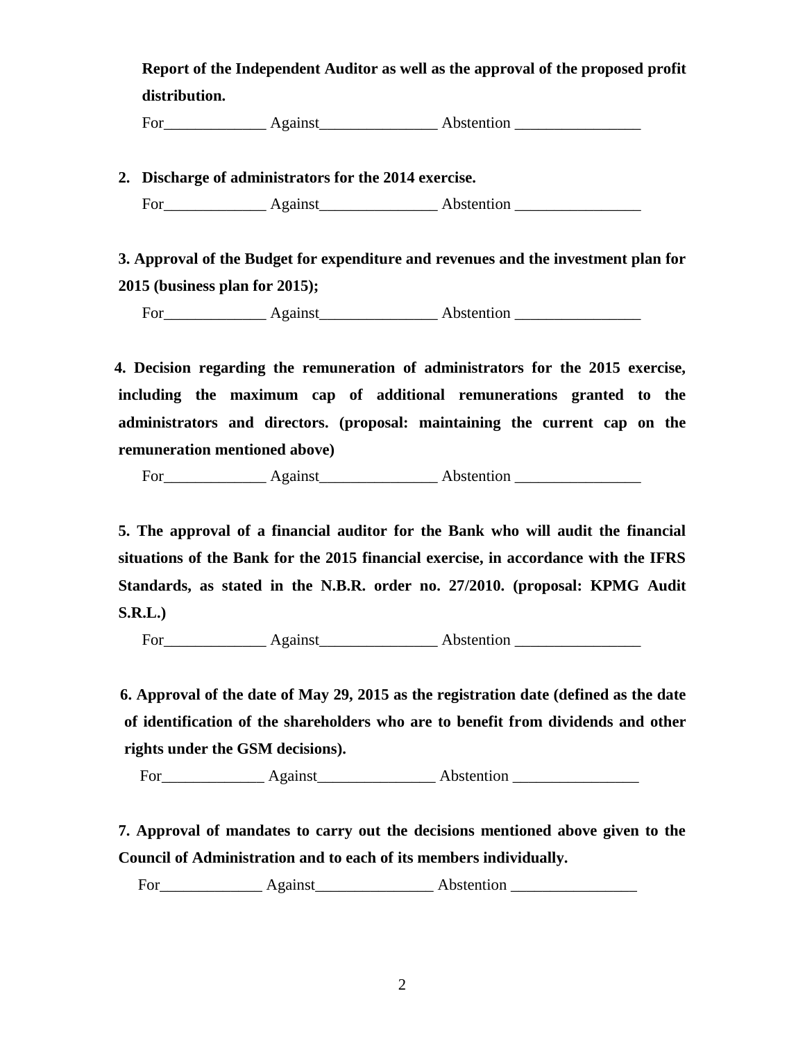**Report of the Independent Auditor as well as the approval of the proposed profit distribution.**

For_____________ Against_______________ Abstention ________________

2. **Discharge of administrators for the 2014 exercise.**

For_____________ Against_______________ Abstention ________________

**3. Approval of the Budget for expenditure and revenues and the investment plan for 2015 (business plan for 2015);**

For_____________ Against_______________ Abstention ________________

**4. Decision regarding the remuneration of administrators for the 2015 exercise, including the maximum cap of additional remunerations granted to the administrators and directors. (proposal: maintaining the current cap on the remuneration mentioned above)**

For_____________ Against_______________ Abstention ________________

**5. The approval of a financial auditor for the Bank who will audit the financial situations of the Bank for the 2015 financial exercise, in accordance with the IFRS Standards, as stated in the N.B.R. order no. 27/2010. (proposal: KPMG Audit S.R.L.)**

For_____________ Against_______________ Abstention ________________

**6. Approval of the date of May 29, 2015 as the registration date (defined as the date of identification of the shareholders who are to benefit from dividends and other rights under the GSM decisions).**

For_____________ Against_______________ Abstention ________________

**7. Approval of mandates to carry out the decisions mentioned above given to the Council of Administration and to each of its members individually.**

For_____________ Against_______________ Abstention ________________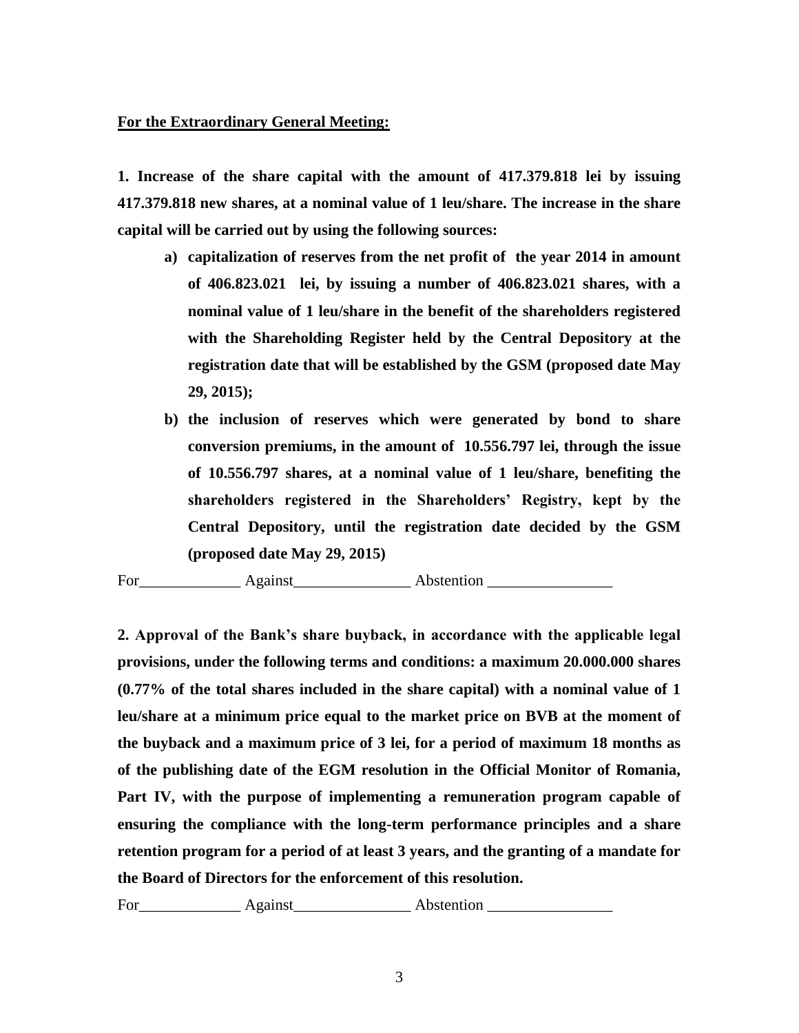**<u>For the Extraordinary General Meeting:</u>**

**1. Increase of the share capital with the amount of 417.379.818 lei by issuing 417.379.818 new shares, at a nominal value of 1 leu/share. The increase in the share capital will be carried out by using the following sources:**

**a) capitalization of reserves from the net profit of the year 2014 in amount of 406.823.021 lei, by issuing a number of 406.823.021 shares, with a nominal value of 1 leu/share in the benefit of the shareholders registered with the Shareholding Register held by the Central Depository at the registration date that will be established by the GSM (proposed date May 29, 2015);**

**b) the inclusion of reserves which were generated by bond to share conversion premiums, in the amount of 10.556.797 lei, through the issue of 10.556.797 shares, at a nominal value of 1 leu/share, benefiting the shareholders registered in the Shareholders' Registry, kept by the Central Depository, until the registration date decided by the GSM (proposed date May 29, 2015)**

For_____________ Against_______________ Abstention ________________

**2. Approval of the Bank's share buyback, in accordance with the applicable legal provisions, under the following terms and conditions: a maximum 20.000.000 shares (0.77% of the total shares included in the share capital) with a nominal value of 1 leu/share at a minimum price equal to the market price on BVB at the moment of the buyback and a maximum price of 3 lei, for a period of maximum 18 months as of the publishing date of the EGM resolution in the Official Monitor of Romania, Part IV, with the purpose of implementing a remuneration program capable of ensuring the compliance with the long-term performance principles and a share retention program for a period of at least 3 years, and the granting of a mandate for the Board of Directors for the enforcement of this resolution.**

For_____________ Against_______________ Abstention ________________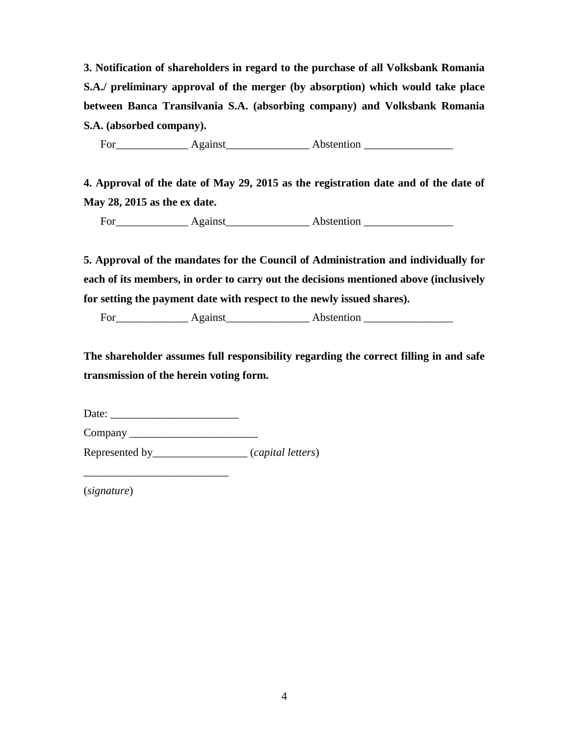**3. Notification of shareholders in regard to the purchase of all Volksbank Romania S.A./ preliminary approval of the merger (by absorption) which would take place between Banca Transilvania S.A. (absorbing company) and Volksbank Romania S.A. (absorbed company).**

For_____________ Against_______________ Abstention ________________

**4. Approval of the date of May 29, 2015 as the registration date and of the date of May 28, 2015 as the ex date.**

For_____________ Against_______________ Abstention ________________

**5. Approval of the mandates for the Council of Administration and individually for each of its members, in order to carry out the decisions mentioned above (inclusively for setting the payment date with respect to the newly issued shares).**

For_____________ Against_______________ Abstention ________________

**The shareholder assumes full responsibility regarding the correct filling in and safe transmission of the herein voting form.**

Date: _______________________

Company _______________________

Represented by_________________ (*capital letters*)

__________________________

(*signature*)